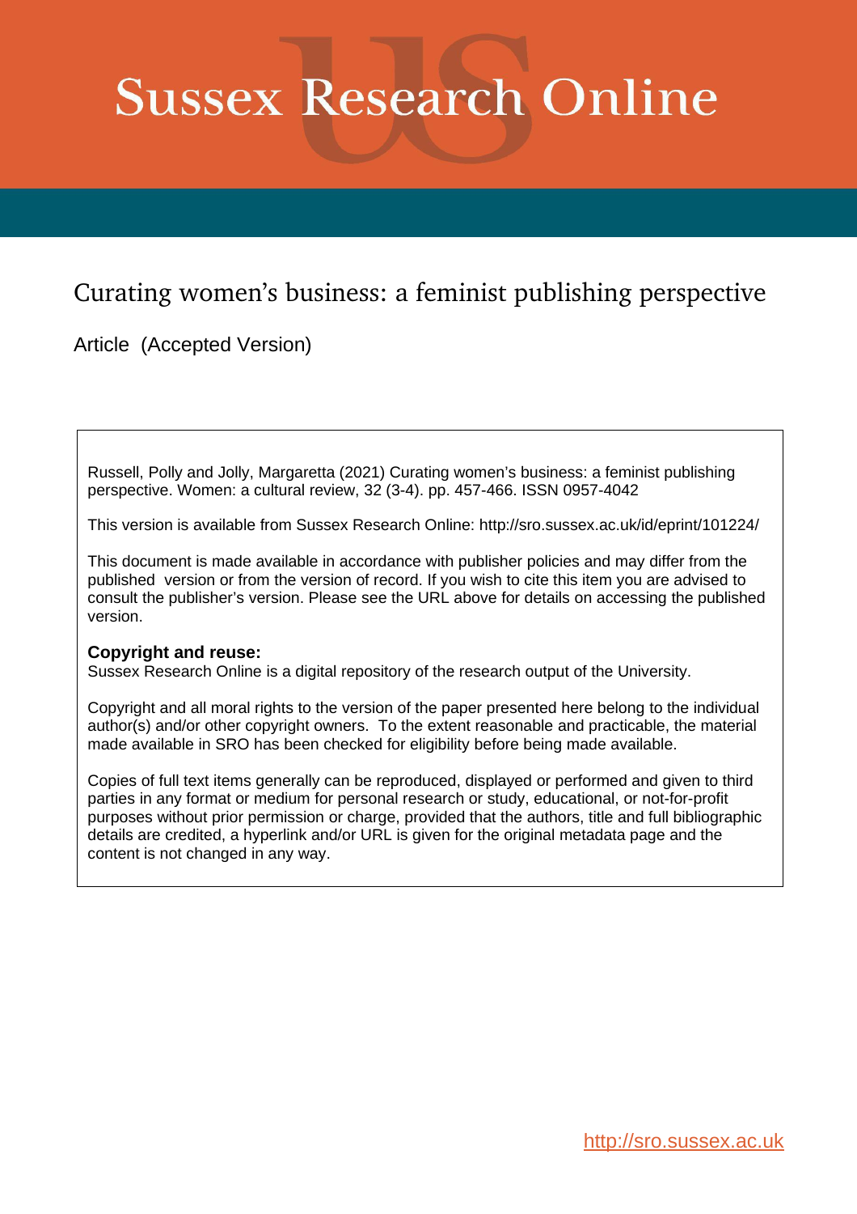# Sussex Research Online

## Curating women's business: a feminist publishing perspective

Article (Accepted Version)

Russell, Polly and Jolly, Margaretta (2021) Curating women's business: a feminist publishing perspective. Women: a cultural review, 32 (3-4). pp. 457-466. ISSN 0957-4042

This version is available from Sussex Research Online: http://sro.sussex.ac.uk/id/eprint/101224/

This document is made available in accordance with publisher policies and may differ from the published version or from the version of record. If you wish to cite this item you are advised to consult the publisher's version. Please see the URL above for details on accessing the published version.

**Copyright and reuse:**
Sussex Research Online is a digital repository of the research output of the University.

Copyright and all moral rights to the version of the paper presented here belong to the individual author(s) and/or other copyright owners. To the extent reasonable and practicable, the material made available in SRO has been checked for eligibility before being made available.

Copies of full text items generally can be reproduced, displayed or performed and given to third parties in any format or medium for personal research or study, educational, or not-for-profit purposes without prior permission or charge, provided that the authors, title and full bibliographic details are credited, a hyperlink and/or URL is given for the original metadata page and the content is not changed in any way.

http://sro.sussex.ac.uk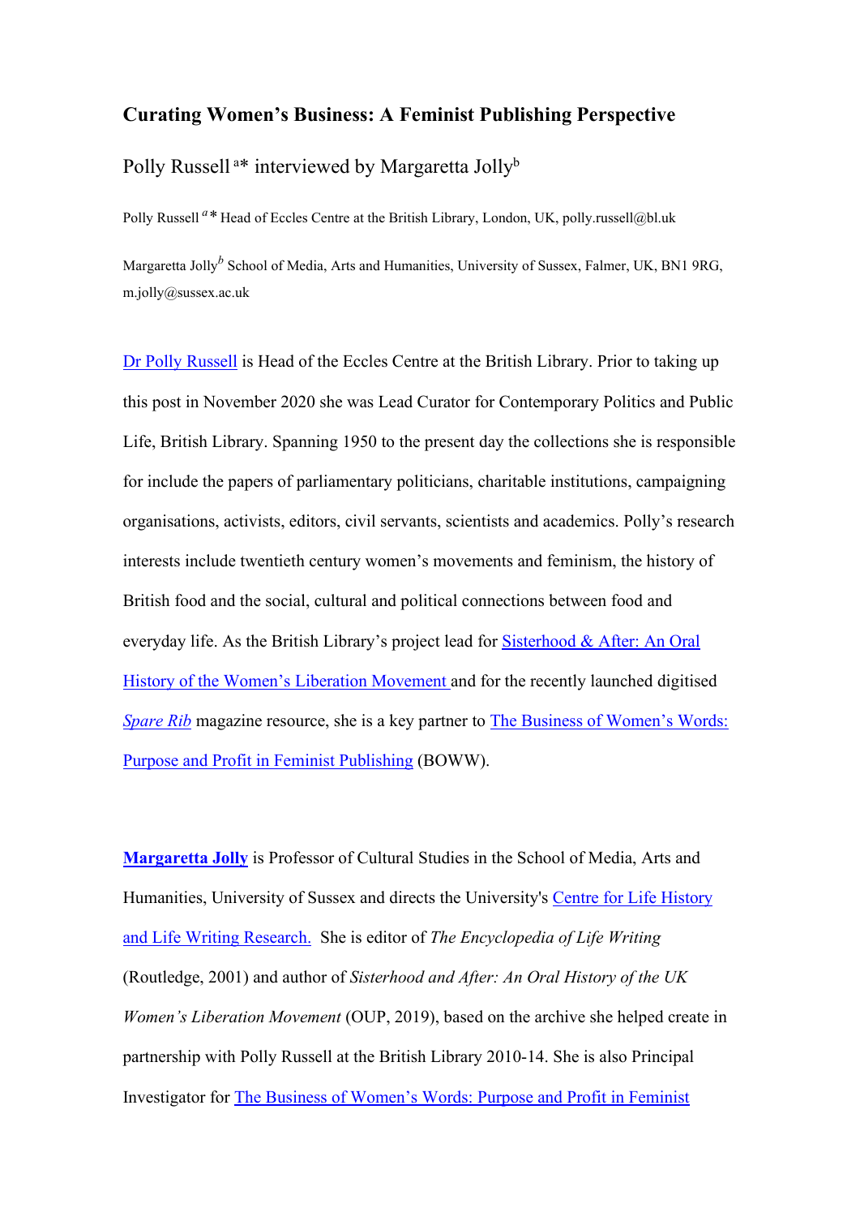# Curating Women's Business: A Feminist Publishing Perspective

Polly Russell [a*] interviewed by Margaretta Jolly[b]

Polly Russell [a*] Head of Eccles Centre at the British Library, London, UK, polly.russell@bl.uk

Margaretta Jolly[b] School of Media, Arts and Humanities, University of Sussex, Falmer, UK, BN1 9RG, m.jolly@sussex.ac.uk

Dr Polly Russell is Head of the Eccles Centre at the British Library. Prior to taking up this post in November 2020 she was Lead Curator for Contemporary Politics and Public Life, British Library. Spanning 1950 to the present day the collections she is responsible for include the papers of parliamentary politicians, charitable institutions, campaigning organisations, activists, editors, civil servants, scientists and academics. Polly's research interests include twentieth century women's movements and feminism, the history of British food and the social, cultural and political connections between food and everyday life. As the British Library's project lead for Sisterhood & After: An Oral History of the Women's Liberation Movement and for the recently launched digitised *Spare Rib* magazine resource, she is a key partner to The Business of Women's Words: Purpose and Profit in Feminist Publishing (BOWW).

**Margaretta Jolly** is Professor of Cultural Studies in the School of Media, Arts and Humanities, University of Sussex and directs the University's Centre for Life History and Life Writing Research. She is editor of *The Encyclopedia of Life Writing* (Routledge, 2001) and author of *Sisterhood and After: An Oral History of the UK Women's Liberation Movement* (OUP, 2019), based on the archive she helped create in partnership with Polly Russell at the British Library 2010-14. She is also Principal Investigator for The Business of Women's Words: Purpose and Profit in Feminist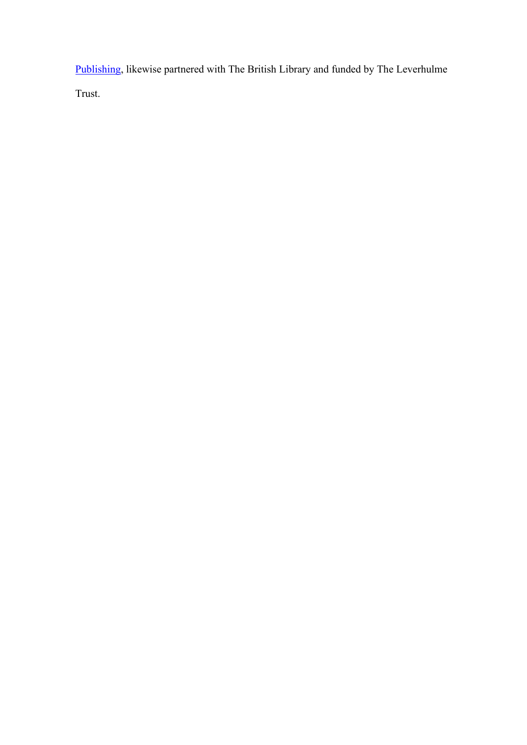Publishing, likewise partnered with The British Library and funded by The Leverhulme Trust.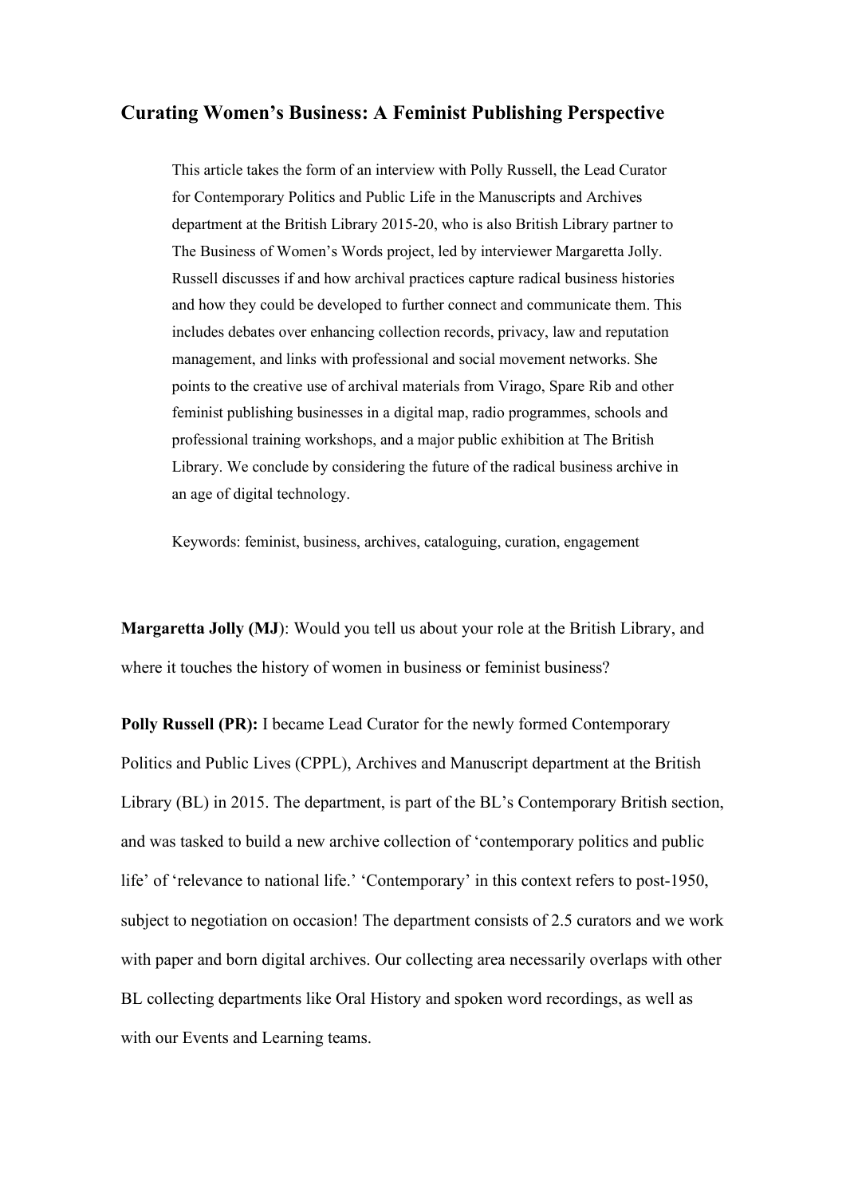# Curating Women's Business: A Feminist Publishing Perspective

> This article takes the form of an interview with Polly Russell, the Lead Curator for Contemporary Politics and Public Life in the Manuscripts and Archives department at the British Library 2015-20, who is also British Library partner to The Business of Women's Words project, led by interviewer Margaretta Jolly. Russell discusses if and how archival practices capture radical business histories and how they could be developed to further connect and communicate them. This includes debates over enhancing collection records, privacy, law and reputation management, and links with professional and social movement networks. She points to the creative use of archival materials from Virago, Spare Rib and other feminist publishing businesses in a digital map, radio programmes, schools and professional training workshops, and a major public exhibition at The British Library. We conclude by considering the future of the radical business archive in an age of digital technology.
>
> Keywords: feminist, business, archives, cataloguing, curation, engagement

**Margaretta Jolly (MJ)**: Would you tell us about your role at the British Library, and where it touches the history of women in business or feminist business?

**Polly Russell (PR):** I became Lead Curator for the newly formed Contemporary Politics and Public Lives (CPPL), Archives and Manuscript department at the British Library (BL) in 2015. The department, is part of the BL's Contemporary British section, and was tasked to build a new archive collection of 'contemporary politics and public life' of 'relevance to national life.' 'Contemporary' in this context refers to post-1950, subject to negotiation on occasion! The department consists of 2.5 curators and we work with paper and born digital archives. Our collecting area necessarily overlaps with other BL collecting departments like Oral History and spoken word recordings, as well as with our Events and Learning teams.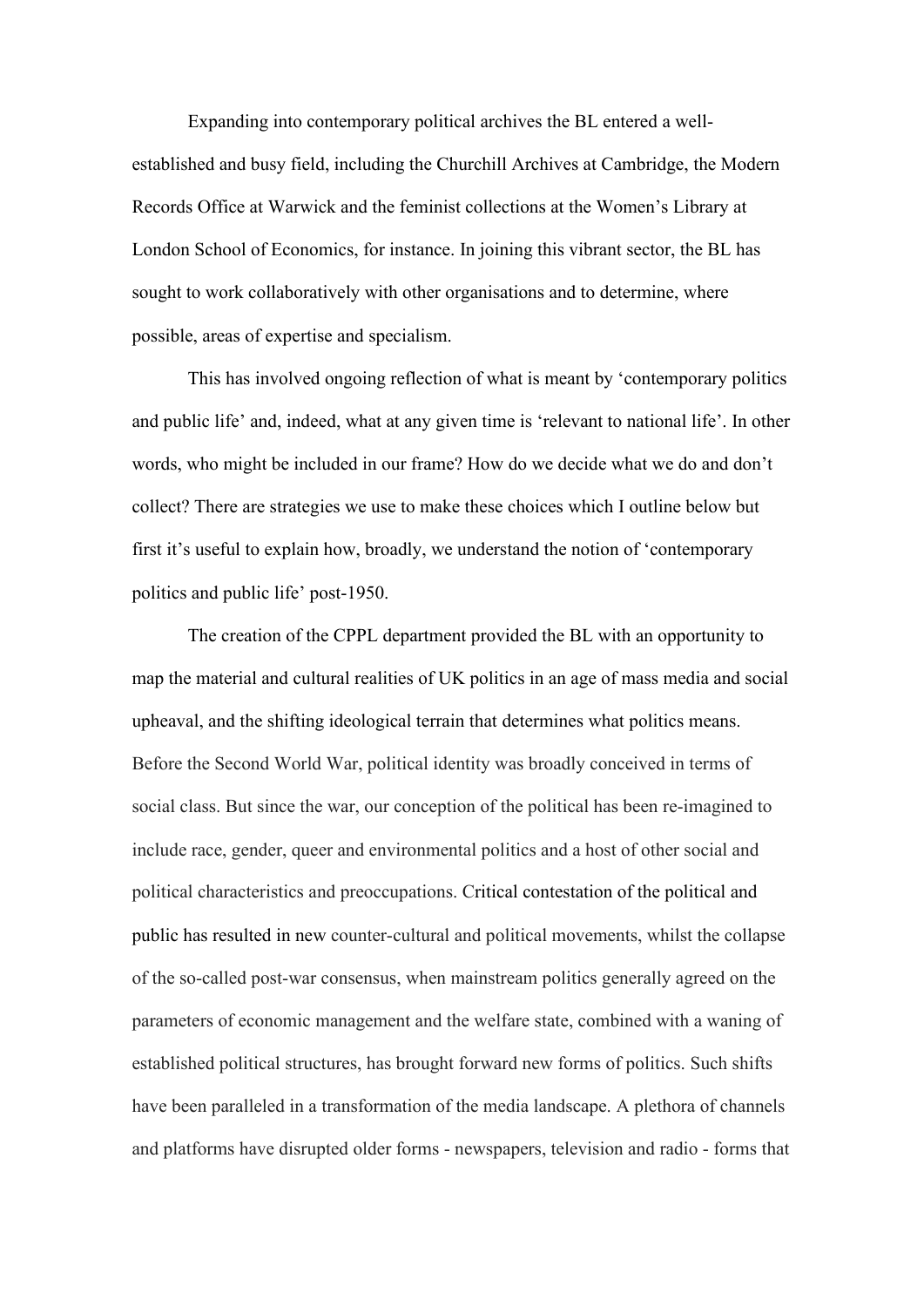Expanding into contemporary political archives the BL entered a well-established and busy field, including the Churchill Archives at Cambridge, the Modern Records Office at Warwick and the feminist collections at the Women's Library at London School of Economics, for instance. In joining this vibrant sector, the BL has sought to work collaboratively with other organisations and to determine, where possible, areas of expertise and specialism.

This has involved ongoing reflection of what is meant by 'contemporary politics and public life' and, indeed, what at any given time is 'relevant to national life'. In other words, who might be included in our frame? How do we decide what we do and don't collect? There are strategies we use to make these choices which I outline below but first it's useful to explain how, broadly, we understand the notion of 'contemporary politics and public life' post-1950.

The creation of the CPPL department provided the BL with an opportunity to map the material and cultural realities of UK politics in an age of mass media and social upheaval, and the shifting ideological terrain that determines what politics means. Before the Second World War, political identity was broadly conceived in terms of social class. But since the war, our conception of the political has been re-imagined to include race, gender, queer and environmental politics and a host of other social and political characteristics and preoccupations. Critical contestation of the political and public has resulted in new counter-cultural and political movements, whilst the collapse of the so-called post-war consensus, when mainstream politics generally agreed on the parameters of economic management and the welfare state, combined with a waning of established political structures, has brought forward new forms of politics. Such shifts have been paralleled in a transformation of the media landscape. A plethora of channels and platforms have disrupted older forms - newspapers, television and radio - forms that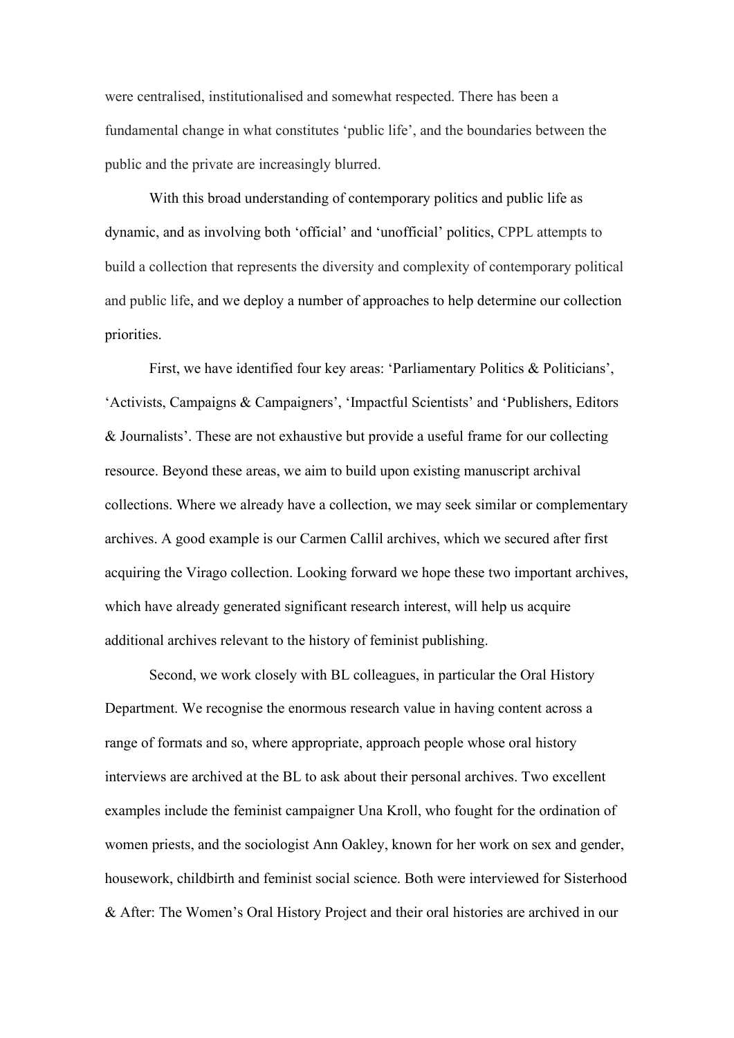were centralised, institutionalised and somewhat respected. There has been a fundamental change in what constitutes 'public life', and the boundaries between the public and the private are increasingly blurred.

With this broad understanding of contemporary politics and public life as dynamic, and as involving both 'official' and 'unofficial' politics, CPPL attempts to build a collection that represents the diversity and complexity of contemporary political and public life, and we deploy a number of approaches to help determine our collection priorities.

First, we have identified four key areas: 'Parliamentary Politics & Politicians', 'Activists, Campaigns & Campaigners', 'Impactful Scientists' and 'Publishers, Editors & Journalists'. These are not exhaustive but provide a useful frame for our collecting resource. Beyond these areas, we aim to build upon existing manuscript archival collections. Where we already have a collection, we may seek similar or complementary archives. A good example is our Carmen Callil archives, which we secured after first acquiring the Virago collection. Looking forward we hope these two important archives, which have already generated significant research interest, will help us acquire additional archives relevant to the history of feminist publishing.

Second, we work closely with BL colleagues, in particular the Oral History Department. We recognise the enormous research value in having content across a range of formats and so, where appropriate, approach people whose oral history interviews are archived at the BL to ask about their personal archives. Two excellent examples include the feminist campaigner Una Kroll, who fought for the ordination of women priests, and the sociologist Ann Oakley, known for her work on sex and gender, housework, childbirth and feminist social science. Both were interviewed for Sisterhood & After: The Women's Oral History Project and their oral histories are archived in our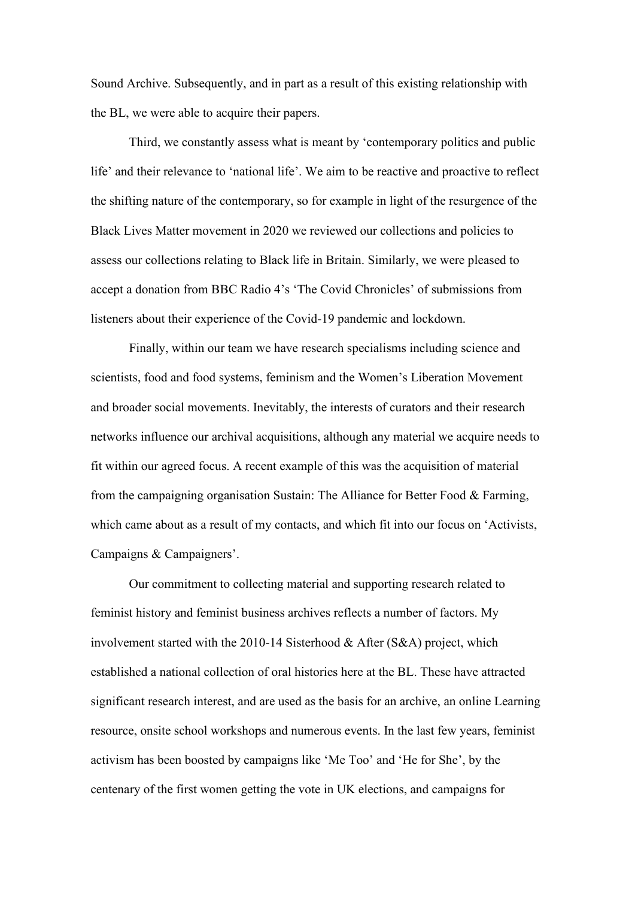Sound Archive. Subsequently, and in part as a result of this existing relationship with the BL, we were able to acquire their papers.

Third, we constantly assess what is meant by 'contemporary politics and public life' and their relevance to 'national life'. We aim to be reactive and proactive to reflect the shifting nature of the contemporary, so for example in light of the resurgence of the Black Lives Matter movement in 2020 we reviewed our collections and policies to assess our collections relating to Black life in Britain. Similarly, we were pleased to accept a donation from BBC Radio 4's 'The Covid Chronicles' of submissions from listeners about their experience of the Covid-19 pandemic and lockdown.

Finally, within our team we have research specialisms including science and scientists, food and food systems, feminism and the Women's Liberation Movement and broader social movements. Inevitably, the interests of curators and their research networks influence our archival acquisitions, although any material we acquire needs to fit within our agreed focus. A recent example of this was the acquisition of material from the campaigning organisation Sustain: The Alliance for Better Food & Farming, which came about as a result of my contacts, and which fit into our focus on 'Activists, Campaigns & Campaigners'.

Our commitment to collecting material and supporting research related to feminist history and feminist business archives reflects a number of factors. My involvement started with the 2010-14 Sisterhood & After (S&A) project, which established a national collection of oral histories here at the BL. These have attracted significant research interest, and are used as the basis for an archive, an online Learning resource, onsite school workshops and numerous events. In the last few years, feminist activism has been boosted by campaigns like 'Me Too' and 'He for She', by the centenary of the first women getting the vote in UK elections, and campaigns for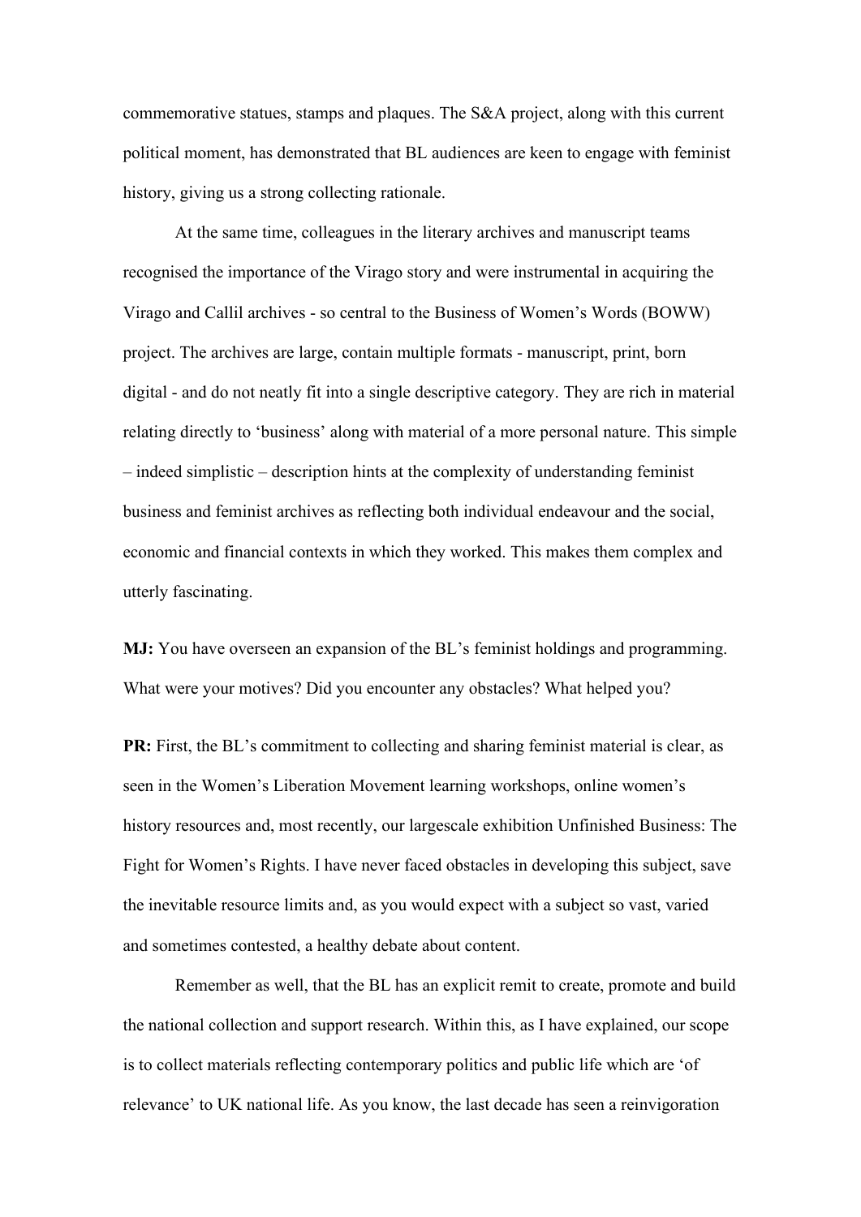commemorative statues, stamps and plaques. The S&A project, along with this current political moment, has demonstrated that BL audiences are keen to engage with feminist history, giving us a strong collecting rationale.

At the same time, colleagues in the literary archives and manuscript teams recognised the importance of the Virago story and were instrumental in acquiring the Virago and Callil archives - so central to the Business of Women's Words (BOWW) project. The archives are large, contain multiple formats - manuscript, print, born digital - and do not neatly fit into a single descriptive category. They are rich in material relating directly to 'business' along with material of a more personal nature. This simple – indeed simplistic – description hints at the complexity of understanding feminist business and feminist archives as reflecting both individual endeavour and the social, economic and financial contexts in which they worked. This makes them complex and utterly fascinating.

**MJ:** You have overseen an expansion of the BL's feminist holdings and programming. What were your motives? Did you encounter any obstacles? What helped you?

**PR:** First, the BL's commitment to collecting and sharing feminist material is clear, as seen in the Women's Liberation Movement learning workshops, online women's history resources and, most recently, our largescale exhibition Unfinished Business: The Fight for Women's Rights. I have never faced obstacles in developing this subject, save the inevitable resource limits and, as you would expect with a subject so vast, varied and sometimes contested, a healthy debate about content.

Remember as well, that the BL has an explicit remit to create, promote and build the national collection and support research. Within this, as I have explained, our scope is to collect materials reflecting contemporary politics and public life which are 'of relevance' to UK national life. As you know, the last decade has seen a reinvigoration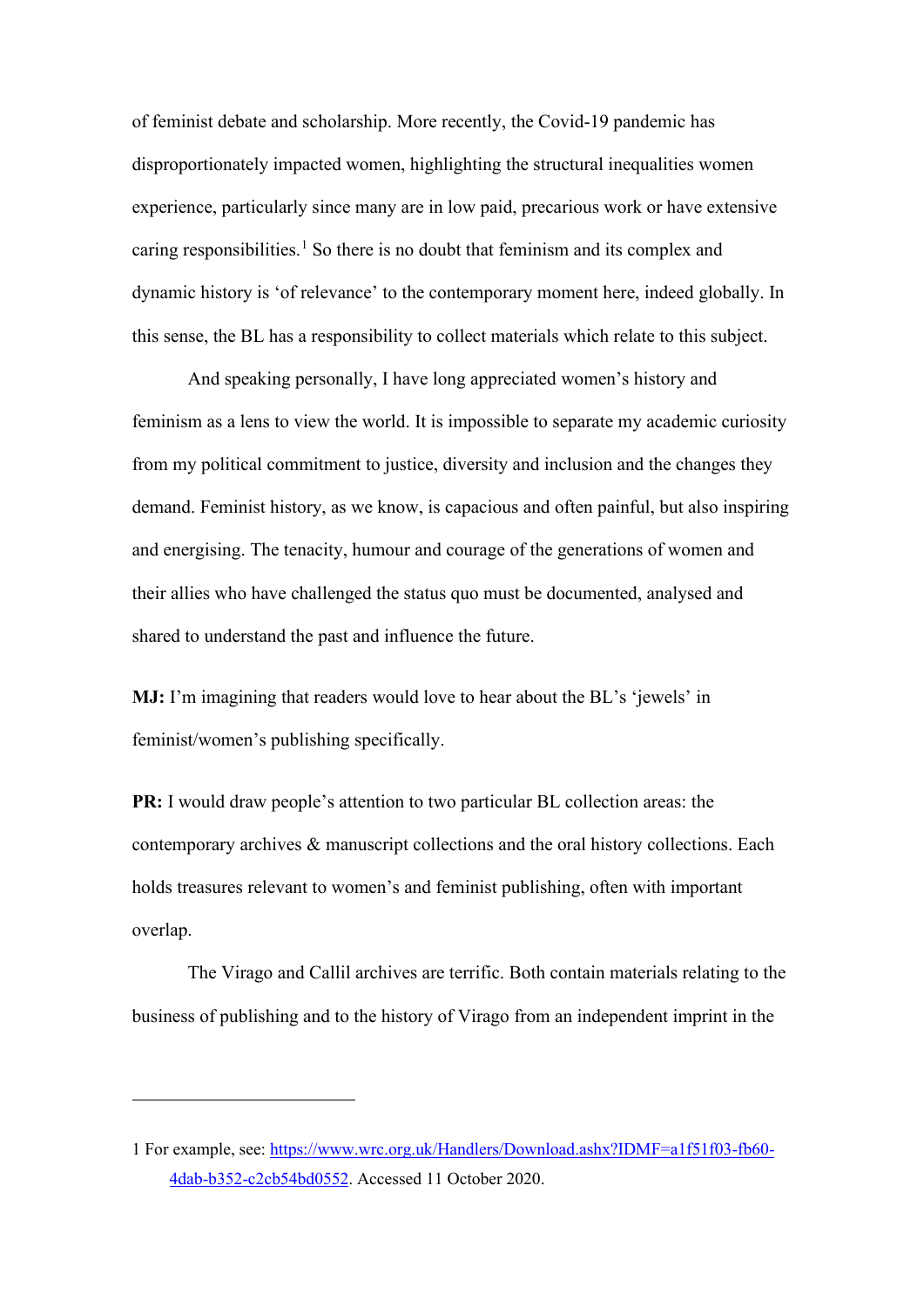of feminist debate and scholarship. More recently, the Covid-19 pandemic has disproportionately impacted women, highlighting the structural inequalities women experience, particularly since many are in low paid, precarious work or have extensive caring responsibilities.[1] So there is no doubt that feminism and its complex and dynamic history is 'of relevance' to the contemporary moment here, indeed globally. In this sense, the BL has a responsibility to collect materials which relate to this subject.

And speaking personally, I have long appreciated women's history and feminism as a lens to view the world. It is impossible to separate my academic curiosity from my political commitment to justice, diversity and inclusion and the changes they demand. Feminist history, as we know, is capacious and often painful, but also inspiring and energising. The tenacity, humour and courage of the generations of women and their allies who have challenged the status quo must be documented, analysed and shared to understand the past and influence the future.

**MJ:** I'm imagining that readers would love to hear about the BL's 'jewels' in feminist/women's publishing specifically.

**PR:** I would draw people's attention to two particular BL collection areas: the contemporary archives & manuscript collections and the oral history collections. Each holds treasures relevant to women's and feminist publishing, often with important overlap.

The Virago and Callil archives are terrific. Both contain materials relating to the business of publishing and to the history of Virago from an independent imprint in the

---

1 For example, see: https://www.wrc.org.uk/Handlers/Download.ashx?IDMF=a1f51f03-fb60-4dab-b352-c2cb54bd0552. Accessed 11 October 2020.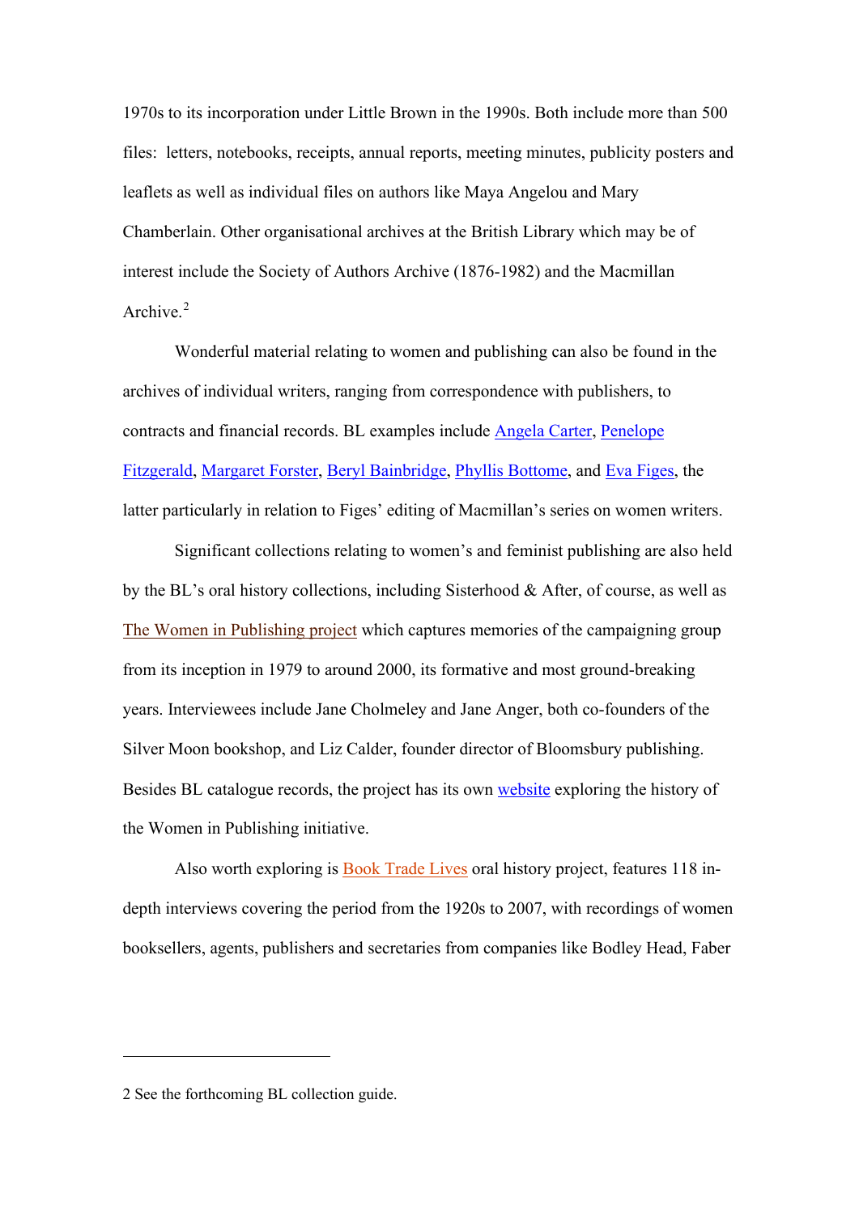1970s to its incorporation under Little Brown in the 1990s. Both include more than 500 files: letters, notebooks, receipts, annual reports, meeting minutes, publicity posters and leaflets as well as individual files on authors like Maya Angelou and Mary Chamberlain. Other organisational archives at the British Library which may be of interest include the Society of Authors Archive (1876-1982) and the Macmillan Archive.[2]

Wonderful material relating to women and publishing can also be found in the archives of individual writers, ranging from correspondence with publishers, to contracts and financial records. BL examples include Angela Carter, Penelope Fitzgerald, Margaret Forster, Beryl Bainbridge, Phyllis Bottome, and Eva Figes, the latter particularly in relation to Figes' editing of Macmillan's series on women writers.

Significant collections relating to women's and feminist publishing are also held by the BL's oral history collections, including Sisterhood & After, of course, as well as The Women in Publishing project which captures memories of the campaigning group from its inception in 1979 to around 2000, its formative and most ground-breaking years. Interviewees include Jane Cholmeley and Jane Anger, both co-founders of the Silver Moon bookshop, and Liz Calder, founder director of Bloomsbury publishing. Besides BL catalogue records, the project has its own website exploring the history of the Women in Publishing initiative.

Also worth exploring is Book Trade Lives oral history project, features 118 in-depth interviews covering the period from the 1920s to 2007, with recordings of women booksellers, agents, publishers and secretaries from companies like Bodley Head, Faber

---

2 See the forthcoming BL collection guide.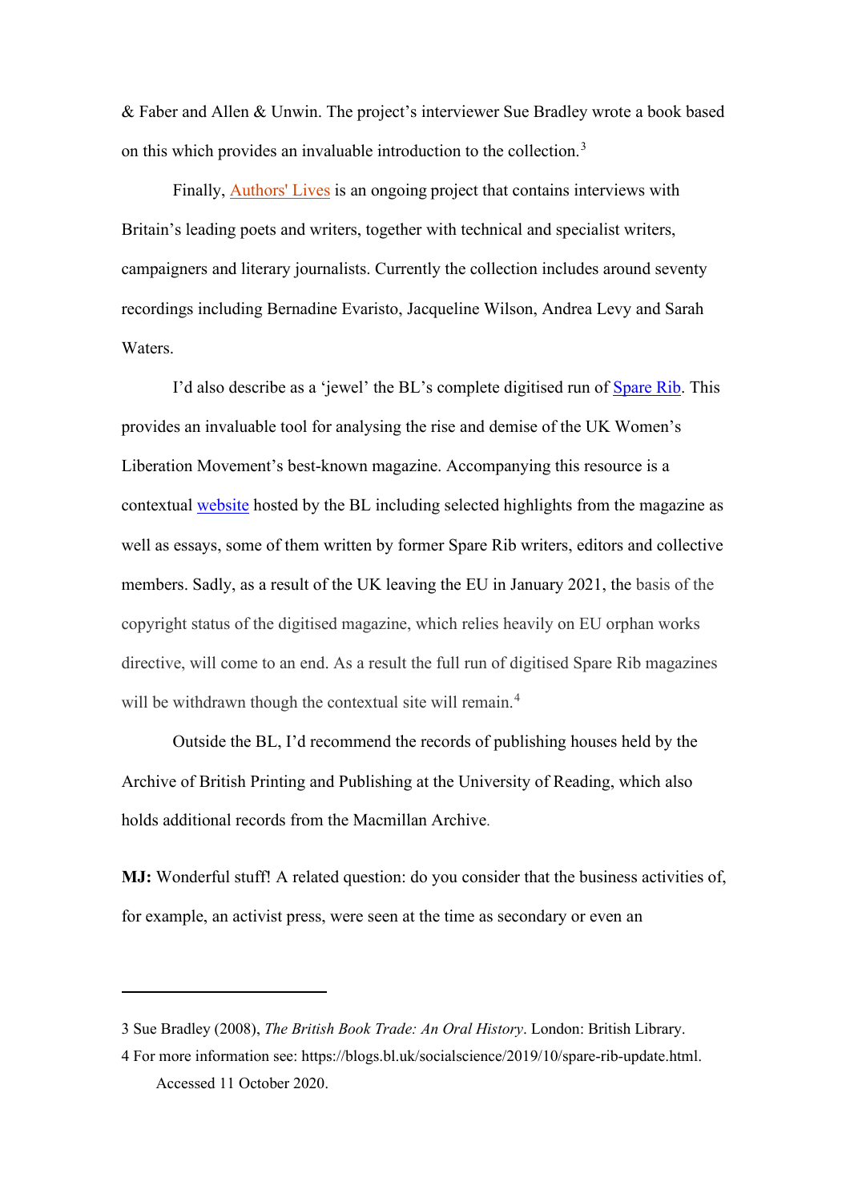& Faber and Allen & Unwin. The project's interviewer Sue Bradley wrote a book based on this which provides an invaluable introduction to the collection.[3]

Finally, Authors' Lives is an ongoing project that contains interviews with Britain's leading poets and writers, together with technical and specialist writers, campaigners and literary journalists. Currently the collection includes around seventy recordings including Bernadine Evaristo, Jacqueline Wilson, Andrea Levy and Sarah Waters.

I'd also describe as a 'jewel' the BL's complete digitised run of Spare Rib. This provides an invaluable tool for analysing the rise and demise of the UK Women's Liberation Movement's best-known magazine. Accompanying this resource is a contextual website hosted by the BL including selected highlights from the magazine as well as essays, some of them written by former Spare Rib writers, editors and collective members. Sadly, as a result of the UK leaving the EU in January 2021, the basis of the copyright status of the digitised magazine, which relies heavily on EU orphan works directive, will come to an end. As a result the full run of digitised Spare Rib magazines will be withdrawn though the contextual site will remain.[4]

Outside the BL, I'd recommend the records of publishing houses held by the Archive of British Printing and Publishing at the University of Reading, which also holds additional records from the Macmillan Archive.

**MJ:** Wonderful stuff! A related question: do you consider that the business activities of, for example, an activist press, were seen at the time as secondary or even an

---

3 Sue Bradley (2008), *The British Book Trade: An Oral History*. London: British Library.

4 For more information see: https://blogs.bl.uk/socialscience/2019/10/spare-rib-update.html. Accessed 11 October 2020.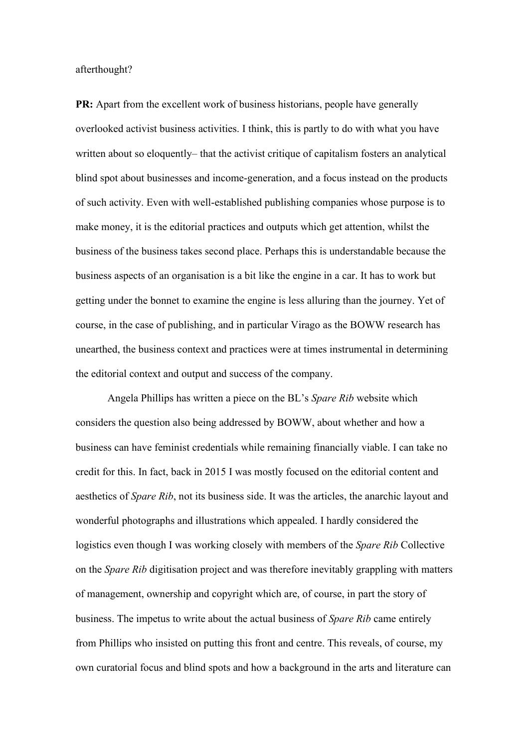afterthought?

**PR:** Apart from the excellent work of business historians, people have generally overlooked activist business activities. I think, this is partly to do with what you have written about so eloquently– that the activist critique of capitalism fosters an analytical blind spot about businesses and income-generation, and a focus instead on the products of such activity. Even with well-established publishing companies whose purpose is to make money, it is the editorial practices and outputs which get attention, whilst the business of the business takes second place. Perhaps this is understandable because the business aspects of an organisation is a bit like the engine in a car. It has to work but getting under the bonnet to examine the engine is less alluring than the journey. Yet of course, in the case of publishing, and in particular Virago as the BOWW research has unearthed, the business context and practices were at times instrumental in determining the editorial context and output and success of the company.

Angela Phillips has written a piece on the BL's *Spare Rib* website which considers the question also being addressed by BOWW, about whether and how a business can have feminist credentials while remaining financially viable. I can take no credit for this. In fact, back in 2015 I was mostly focused on the editorial content and aesthetics of *Spare Rib*, not its business side. It was the articles, the anarchic layout and wonderful photographs and illustrations which appealed. I hardly considered the logistics even though I was working closely with members of the *Spare Rib* Collective on the *Spare Rib* digitisation project and was therefore inevitably grappling with matters of management, ownership and copyright which are, of course, in part the story of business. The impetus to write about the actual business of *Spare Rib* came entirely from Phillips who insisted on putting this front and centre. This reveals, of course, my own curatorial focus and blind spots and how a background in the arts and literature can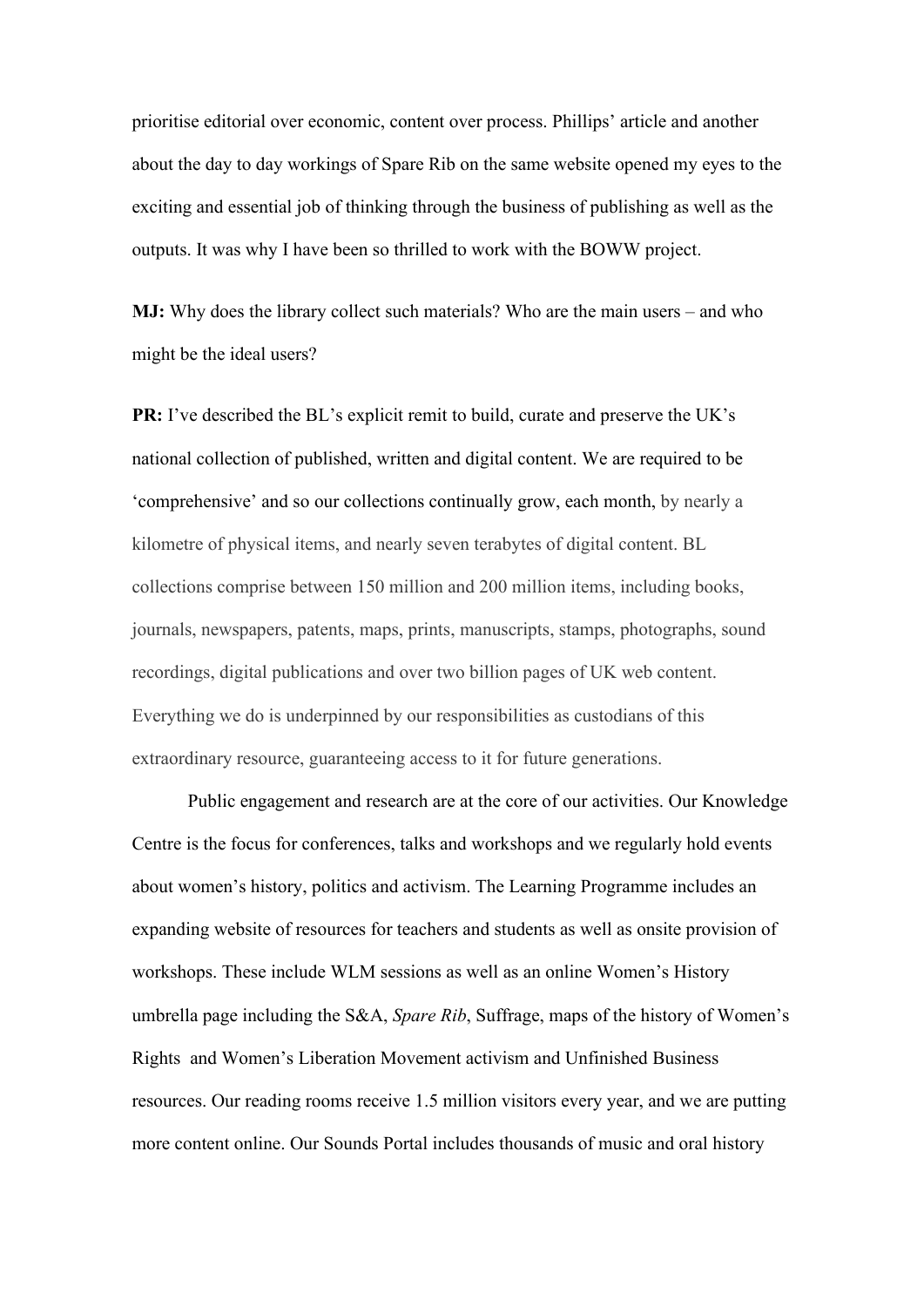prioritise editorial over economic, content over process. Phillips' article and another about the day to day workings of Spare Rib on the same website opened my eyes to the exciting and essential job of thinking through the business of publishing as well as the outputs. It was why I have been so thrilled to work with the BOWW project.

**MJ:** Why does the library collect such materials? Who are the main users – and who might be the ideal users?

**PR:** I've described the BL's explicit remit to build, curate and preserve the UK's national collection of published, written and digital content. We are required to be 'comprehensive' and so our collections continually grow, each month, by nearly a kilometre of physical items, and nearly seven terabytes of digital content. BL collections comprise between 150 million and 200 million items, including books, journals, newspapers, patents, maps, prints, manuscripts, stamps, photographs, sound recordings, digital publications and over two billion pages of UK web content. Everything we do is underpinned by our responsibilities as custodians of this extraordinary resource, guaranteeing access to it for future generations.

Public engagement and research are at the core of our activities. Our Knowledge Centre is the focus for conferences, talks and workshops and we regularly hold events about women's history, politics and activism. The Learning Programme includes an expanding website of resources for teachers and students as well as onsite provision of workshops. These include WLM sessions as well as an online Women's History umbrella page including the S&A, *Spare Rib*, Suffrage, maps of the history of Women's Rights and Women's Liberation Movement activism and Unfinished Business resources. Our reading rooms receive 1.5 million visitors every year, and we are putting more content online. Our Sounds Portal includes thousands of music and oral history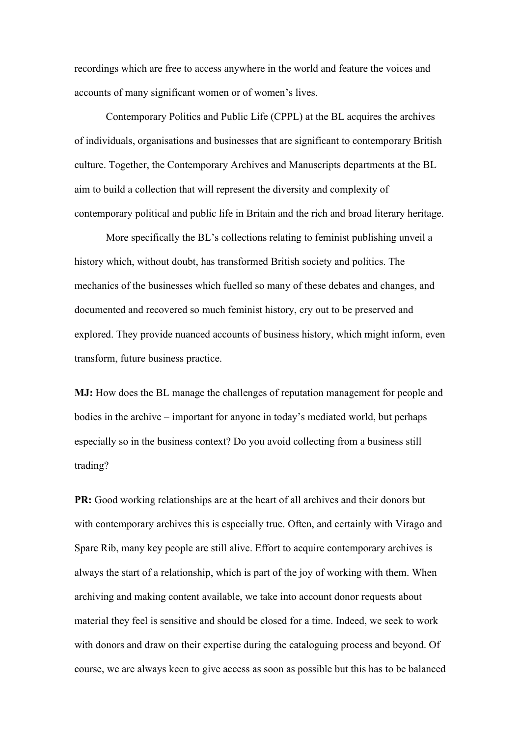recordings which are free to access anywhere in the world and feature the voices and accounts of many significant women or of women's lives.

Contemporary Politics and Public Life (CPPL) at the BL acquires the archives of individuals, organisations and businesses that are significant to contemporary British culture. Together, the Contemporary Archives and Manuscripts departments at the BL aim to build a collection that will represent the diversity and complexity of contemporary political and public life in Britain and the rich and broad literary heritage.

More specifically the BL's collections relating to feminist publishing unveil a history which, without doubt, has transformed British society and politics. The mechanics of the businesses which fuelled so many of these debates and changes, and documented and recovered so much feminist history, cry out to be preserved and explored. They provide nuanced accounts of business history, which might inform, even transform, future business practice.

**MJ:** How does the BL manage the challenges of reputation management for people and bodies in the archive – important for anyone in today's mediated world, but perhaps especially so in the business context? Do you avoid collecting from a business still trading?

**PR:** Good working relationships are at the heart of all archives and their donors but with contemporary archives this is especially true. Often, and certainly with Virago and Spare Rib, many key people are still alive. Effort to acquire contemporary archives is always the start of a relationship, which is part of the joy of working with them. When archiving and making content available, we take into account donor requests about material they feel is sensitive and should be closed for a time. Indeed, we seek to work with donors and draw on their expertise during the cataloguing process and beyond. Of course, we are always keen to give access as soon as possible but this has to be balanced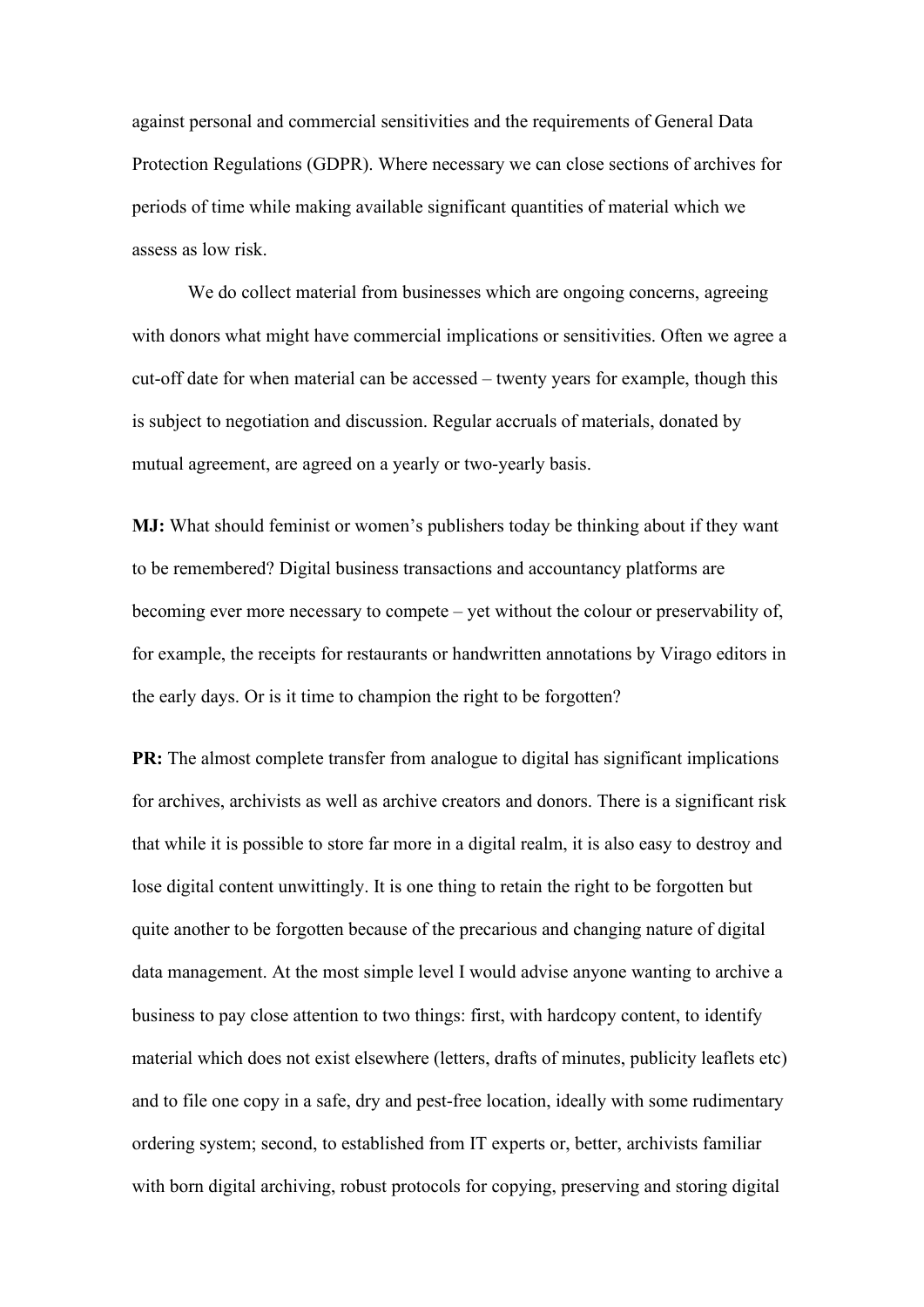against personal and commercial sensitivities and the requirements of General Data Protection Regulations (GDPR). Where necessary we can close sections of archives for periods of time while making available significant quantities of material which we assess as low risk.

We do collect material from businesses which are ongoing concerns, agreeing with donors what might have commercial implications or sensitivities. Often we agree a cut-off date for when material can be accessed – twenty years for example, though this is subject to negotiation and discussion. Regular accruals of materials, donated by mutual agreement, are agreed on a yearly or two-yearly basis.

**MJ:** What should feminist or women's publishers today be thinking about if they want to be remembered? Digital business transactions and accountancy platforms are becoming ever more necessary to compete – yet without the colour or preservability of, for example, the receipts for restaurants or handwritten annotations by Virago editors in the early days. Or is it time to champion the right to be forgotten?

**PR:** The almost complete transfer from analogue to digital has significant implications for archives, archivists as well as archive creators and donors. There is a significant risk that while it is possible to store far more in a digital realm, it is also easy to destroy and lose digital content unwittingly. It is one thing to retain the right to be forgotten but quite another to be forgotten because of the precarious and changing nature of digital data management. At the most simple level I would advise anyone wanting to archive a business to pay close attention to two things: first, with hardcopy content, to identify material which does not exist elsewhere (letters, drafts of minutes, publicity leaflets etc) and to file one copy in a safe, dry and pest-free location, ideally with some rudimentary ordering system; second, to established from IT experts or, better, archivists familiar with born digital archiving, robust protocols for copying, preserving and storing digital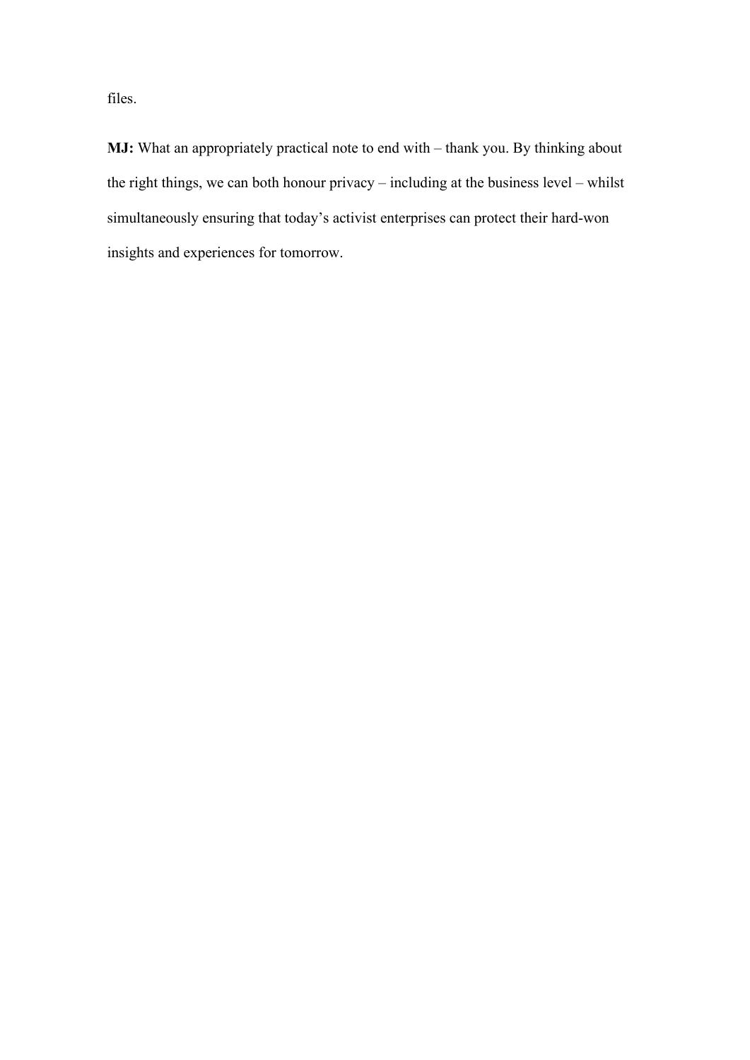files.

**MJ:** What an appropriately practical note to end with – thank you. By thinking about the right things, we can both honour privacy – including at the business level – whilst simultaneously ensuring that today's activist enterprises can protect their hard-won insights and experiences for tomorrow.